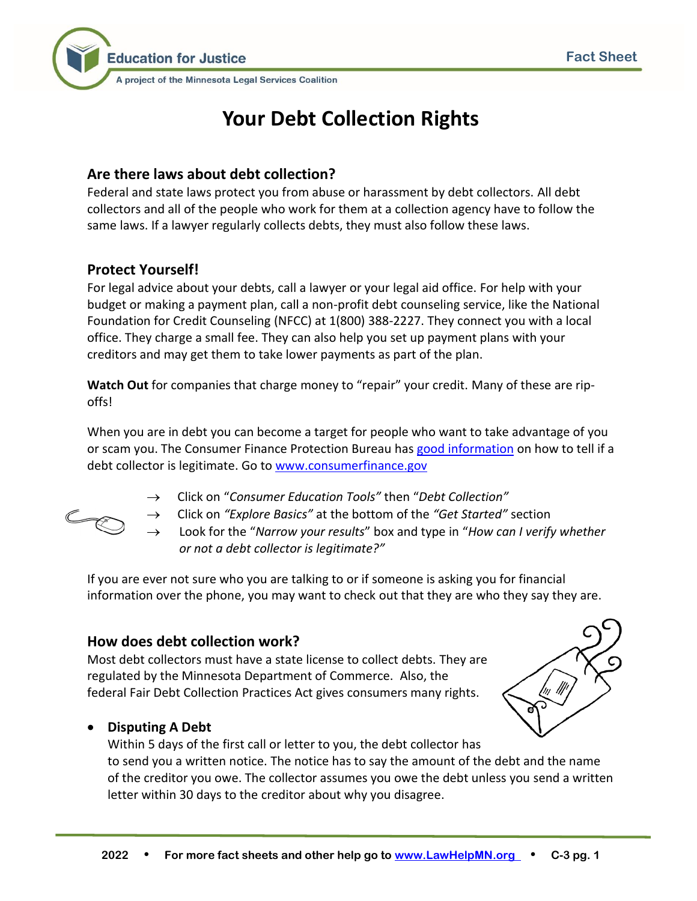# Your Debt Collection Rights

## Are there laws about debt collection?

Federal and state laws protect you from abuse or harassment by debt collectors. All debt collectors and all of the people who work for them at a collection agency have to follow the same laws. If a lawyer regularly collects debts, they must also follow these laws.

## Protect Yourself!

For legal advice about your debts, call a lawyer or your legal aid office. For help with your budget or making a payment plan, call a non-profit debt counseling service, like the National Foundation for Credit Counseling (NFCC) at 1(800) 388-2227. They connect you with a local office. They charge a small fee. They can also help you set up payment plans with your creditors and may get them to take lower payments as part of the plan.

**Watch Out** for companies that charge money to "repair" your credit. Many of these are rip-offs!

When you are in debt you can become a target for people who want to take advantage of you or scam you. The Consumer Finance Protection Bureau has good information on how to tell if a debt collector is legitimate. Go to www.consumerfinance.gov

→ Click on "*Consumer Education Tools*" then "*Debt Collection*"
→ Click on *"Explore Basics"* at the bottom of the *"Get Started"* section
→ Look for the "*Narrow your results*" box and type in "*How can I verify whether or not a debt collector is legitimate?"*

If you are ever not sure who you are talking to or if someone is asking you for financial information over the phone, you may want to check out that they are who they say they are.

## How does debt collection work?

Most debt collectors must have a state license to collect debts. They are regulated by the Minnesota Department of Commerce. Also, the federal Fair Debt Collection Practices Act gives consumers many rights.

- **Disputing A Debt**
  Within 5 days of the first call or letter to you, the debt collector has to send you a written notice. The notice has to say the amount of the debt and the name of the creditor you owe. The collector assumes you owe the debt unless you send a written letter within 30 days to the creditor about why you disagree.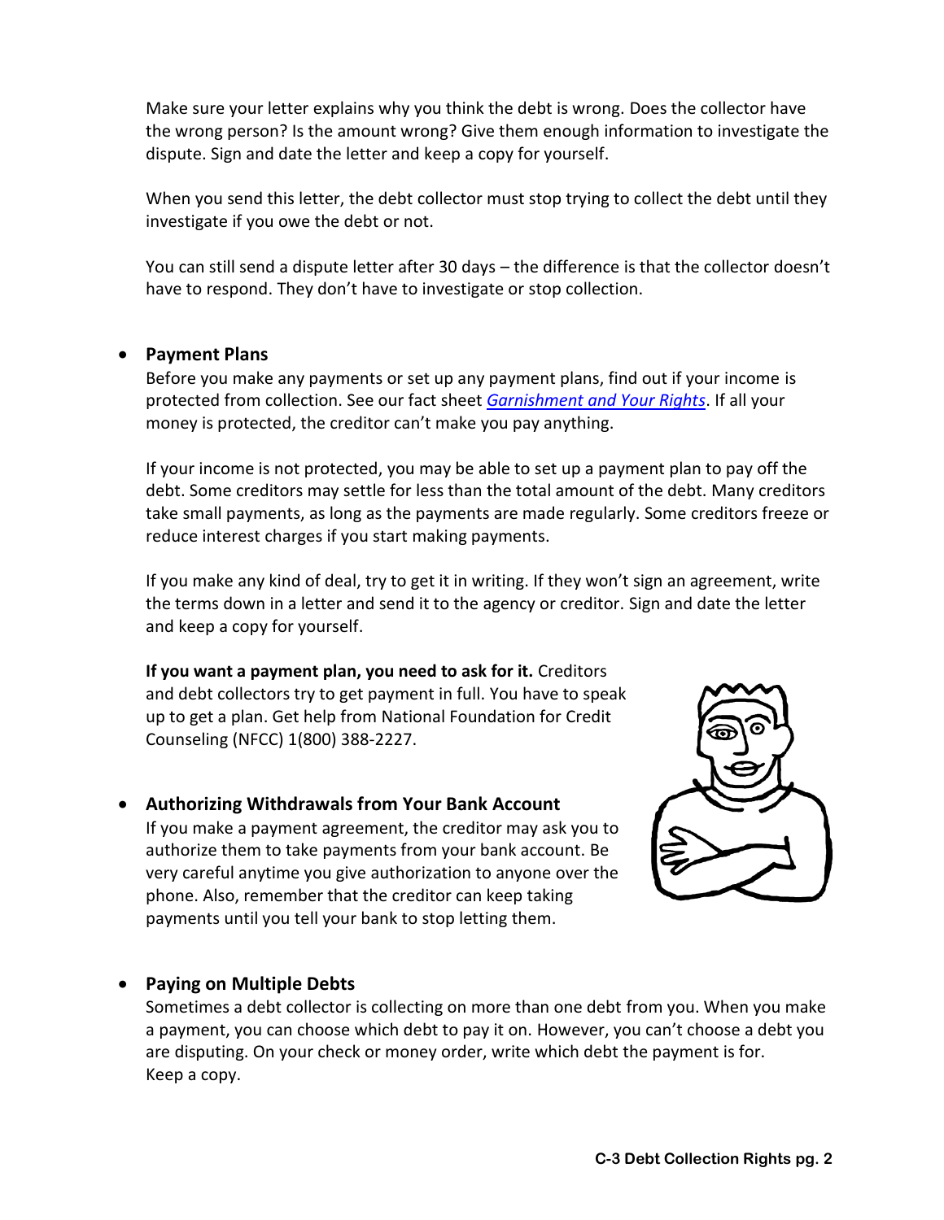Make sure your letter explains why you think the debt is wrong. Does the collector have the wrong person? Is the amount wrong? Give them enough information to investigate the dispute. Sign and date the letter and keep a copy for yourself.

When you send this letter, the debt collector must stop trying to collect the debt until they investigate if you owe the debt or not.

You can still send a dispute letter after 30 days – the difference is that the collector doesn't have to respond. They don't have to investigate or stop collection.

- **Payment Plans**

  Before you make any payments or set up any payment plans, find out if your income is protected from collection. See our fact sheet *Garnishment and Your Rights*. If all your money is protected, the creditor can't make you pay anything.

  If your income is not protected, you may be able to set up a payment plan to pay off the debt. Some creditors may settle for less than the total amount of the debt. Many creditors take small payments, as long as the payments are made regularly. Some creditors freeze or reduce interest charges if you start making payments.

  If you make any kind of deal, try to get it in writing. If they won't sign an agreement, write the terms down in a letter and send it to the agency or creditor. Sign and date the letter and keep a copy for yourself.

  **If you want a payment plan, you need to ask for it.** Creditors and debt collectors try to get payment in full. You have to speak up to get a plan. Get help from National Foundation for Credit Counseling (NFCC) 1(800) 388-2227.

- **Authorizing Withdrawals from Your Bank Account**

  If you make a payment agreement, the creditor may ask you to authorize them to take payments from your bank account. Be very careful anytime you give authorization to anyone over the phone. Also, remember that the creditor can keep taking payments until you tell your bank to stop letting them.

- **Paying on Multiple Debts**

  Sometimes a debt collector is collecting on more than one debt from you. When you make a payment, you can choose which debt to pay it on. However, you can't choose a debt you are disputing. On your check or money order, write which debt the payment is for. Keep a copy.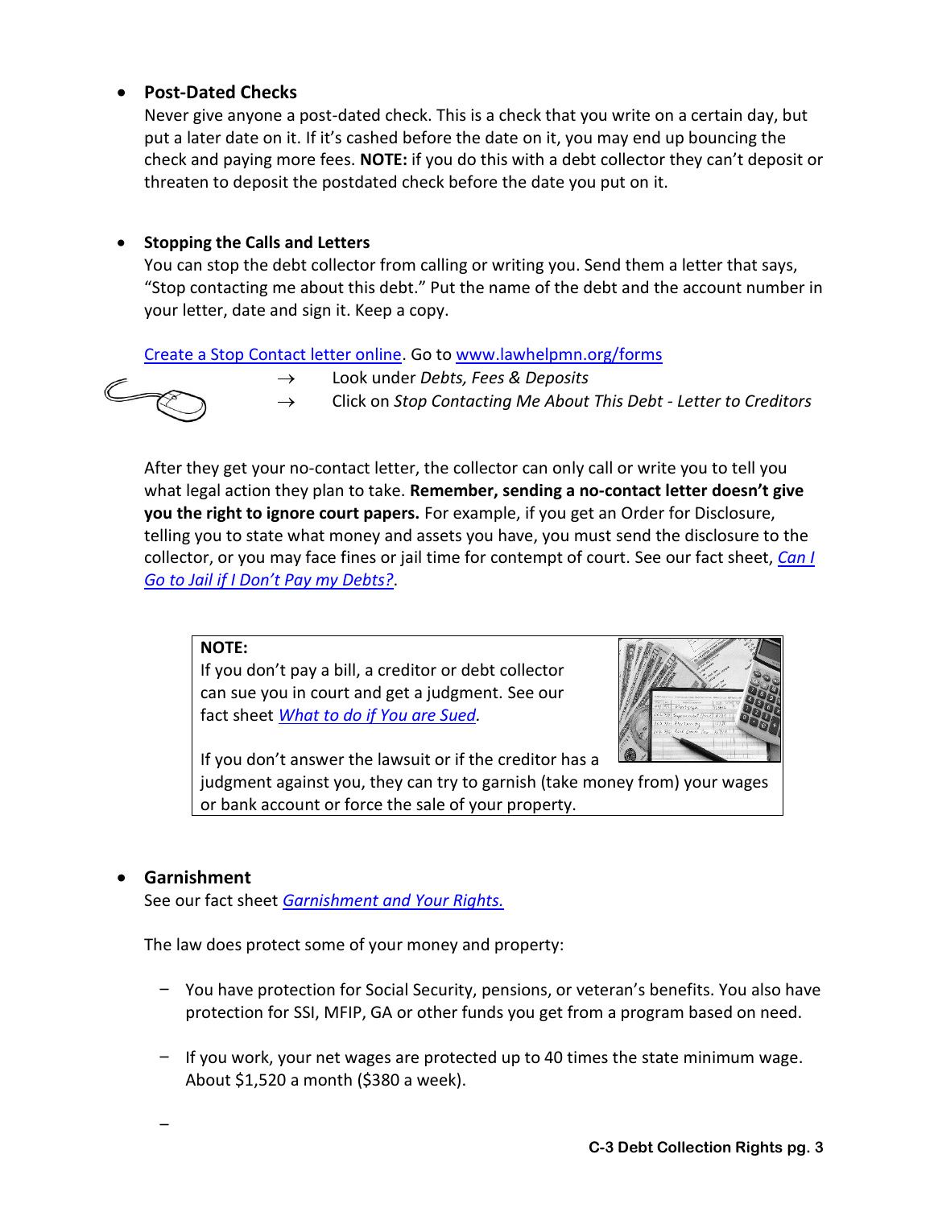- **Post-Dated Checks**
  Never give anyone a post-dated check. This is a check that you write on a certain day, but put a later date on it. If it's cashed before the date on it, you may end up bouncing the check and paying more fees. **NOTE:** if you do this with a debt collector they can't deposit or threaten to deposit the postdated check before the date you put on it.

- **Stopping the Calls and Letters**
  You can stop the debt collector from calling or writing you. Send them a letter that says, "Stop contacting me about this debt." Put the name of the debt and the account number in your letter, date and sign it. Keep a copy.

  Create a Stop Contact letter online. Go to www.lawhelpmn.org/forms

  → Look under *Debts, Fees & Deposits*

  → Click on *Stop Contacting Me About This Debt - Letter to Creditors*

  After they get your no-contact letter, the collector can only call or write you to tell you what legal action they plan to take. **Remember, sending a no-contact letter doesn't give you the right to ignore court papers.** For example, if you get an Order for Disclosure, telling you to state what money and assets you have, you must send the disclosure to the collector, or you may face fines or jail time for contempt of court. See our fact sheet, *Can I Go to Jail if I Don't Pay my Debts?*.

> **NOTE:**
> If you don't pay a bill, a creditor or debt collector can sue you in court and get a judgment. See our fact sheet *What to do if You are Sued.*
>
> If you don't answer the lawsuit or if the creditor has a judgment against you, they can try to garnish (take money from) your wages or bank account or force the sale of your property.

- **Garnishment**
  See our fact sheet *Garnishment and Your Rights.*

  The law does protect some of your money and property:

  - You have protection for Social Security, pensions, or veteran's benefits. You also have protection for SSI, MFIP, GA or other funds you get from a program based on need.

  - If you work, your net wages are protected up to 40 times the state minimum wage. About $1,520 a month ($380 a week).

  -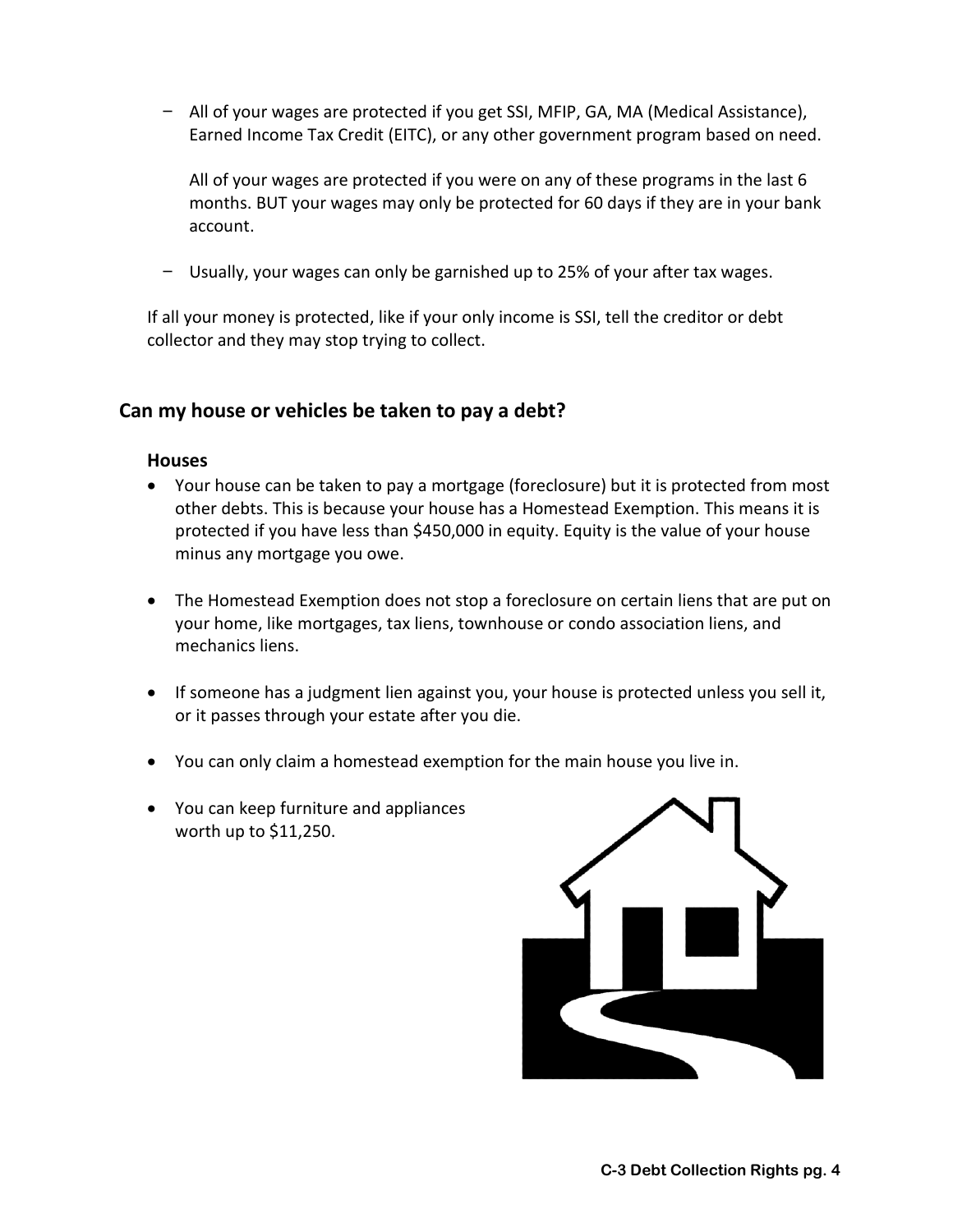- All of your wages are protected if you get SSI, MFIP, GA, MA (Medical Assistance), Earned Income Tax Credit (EITC), or any other government program based on need.

  All of your wages are protected if you were on any of these programs in the last 6 months. BUT your wages may only be protected for 60 days if they are in your bank account.

- Usually, your wages can only be garnished up to 25% of your after tax wages.

If all your money is protected, like if your only income is SSI, tell the creditor or debt collector and they may stop trying to collect.

## Can my house or vehicles be taken to pay a debt?

### Houses

- Your house can be taken to pay a mortgage (foreclosure) but it is protected from most other debts. This is because your house has a Homestead Exemption. This means it is protected if you have less than $450,000 in equity. Equity is the value of your house minus any mortgage you owe.
- The Homestead Exemption does not stop a foreclosure on certain liens that are put on your home, like mortgages, tax liens, townhouse or condo association liens, and mechanics liens.
- If someone has a judgment lien against you, your house is protected unless you sell it, or it passes through your estate after you die.
- You can only claim a homestead exemption for the main house you live in.
- You can keep furniture and appliances worth up to $11,250.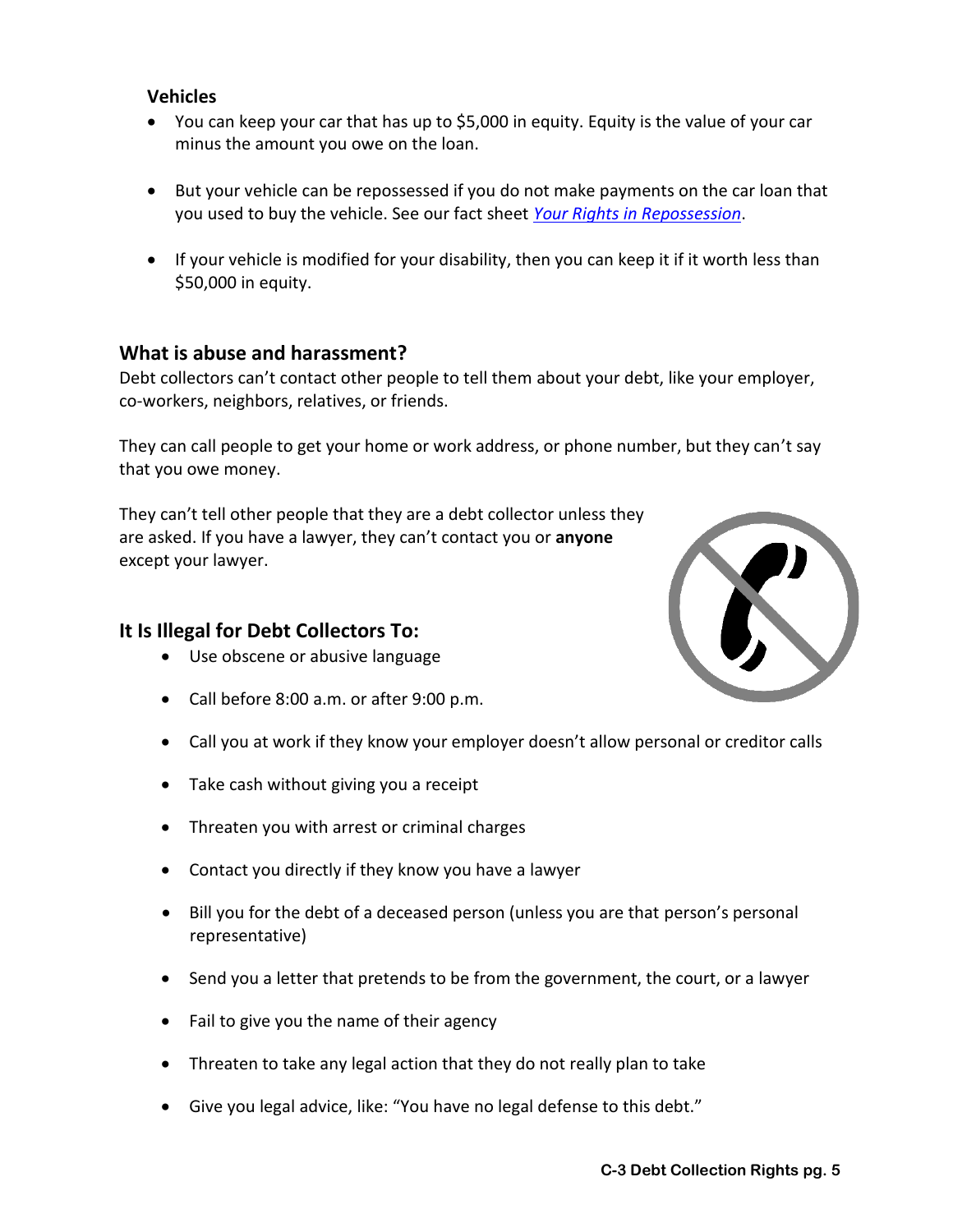### Vehicles

- You can keep your car that has up to $5,000 in equity. Equity is the value of your car minus the amount you owe on the loan.
- But your vehicle can be repossessed if you do not make payments on the car loan that you used to buy the vehicle. See our fact sheet *Your Rights in Repossession*.
- If your vehicle is modified for your disability, then you can keep it if it worth less than $50,000 in equity.

## What is abuse and harassment?

Debt collectors can't contact other people to tell them about your debt, like your employer, co-workers, neighbors, relatives, or friends.

They can call people to get your home or work address, or phone number, but they can't say that you owe money.

They can't tell other people that they are a debt collector unless they are asked. If you have a lawyer, they can't contact you or **anyone** except your lawyer.

## It Is Illegal for Debt Collectors To:

- Use obscene or abusive language
- Call before 8:00 a.m. or after 9:00 p.m.
- Call you at work if they know your employer doesn't allow personal or creditor calls
- Take cash without giving you a receipt
- Threaten you with arrest or criminal charges
- Contact you directly if they know you have a lawyer
- Bill you for the debt of a deceased person (unless you are that person's personal representative)
- Send you a letter that pretends to be from the government, the court, or a lawyer
- Fail to give you the name of their agency
- Threaten to take any legal action that they do not really plan to take
- Give you legal advice, like: "You have no legal defense to this debt."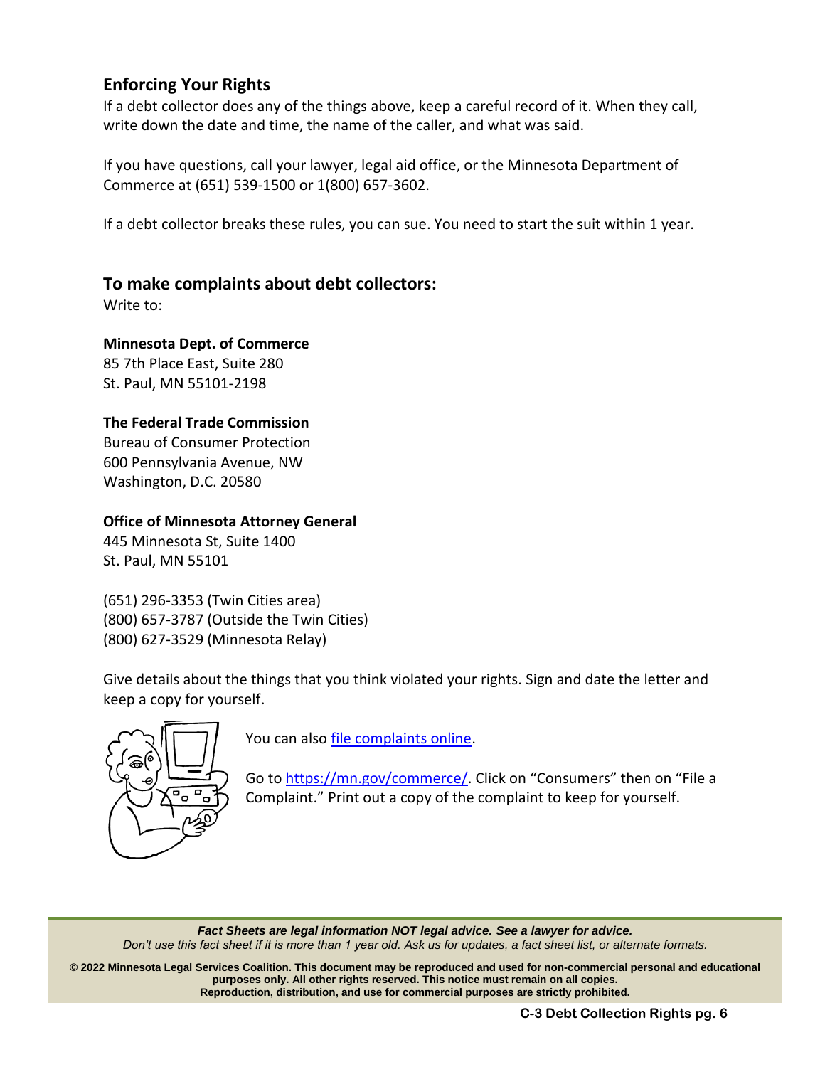## Enforcing Your Rights

If a debt collector does any of the things above, keep a careful record of it. When they call, write down the date and time, the name of the caller, and what was said.

If you have questions, call your lawyer, legal aid office, or the Minnesota Department of Commerce at (651) 539-1500 or 1(800) 657-3602.

If a debt collector breaks these rules, you can sue. You need to start the suit within 1 year.

## To make complaints about debt collectors:

Write to:

**Minnesota Dept. of Commerce**
85 7th Place East, Suite 280
St. Paul, MN 55101-2198

**The Federal Trade Commission**
Bureau of Consumer Protection
600 Pennsylvania Avenue, NW
Washington, D.C. 20580

**Office of Minnesota Attorney General**
445 Minnesota St, Suite 1400
St. Paul, MN 55101

(651) 296-3353 (Twin Cities area)
(800) 657-3787 (Outside the Twin Cities)
(800) 627-3529 (Minnesota Relay)

Give details about the things that you think violated your rights. Sign and date the letter and keep a copy for yourself.

You can also file complaints online.

Go to https://mn.gov/commerce/. Click on "Consumers" then on "File a Complaint." Print out a copy of the complaint to keep for yourself.

***Fact Sheets are legal information NOT legal advice. See a lawyer for advice.***
*Don't use this fact sheet if it is more than 1 year old. Ask us for updates, a fact sheet list, or alternate formats.*

**© 2022 Minnesota Legal Services Coalition. This document may be reproduced and used for non-commercial personal and educational purposes only. All other rights reserved. This notice must remain on all copies. Reproduction, distribution, and use for commercial purposes are strictly prohibited.**

**C-3 Debt Collection Rights pg. 6**